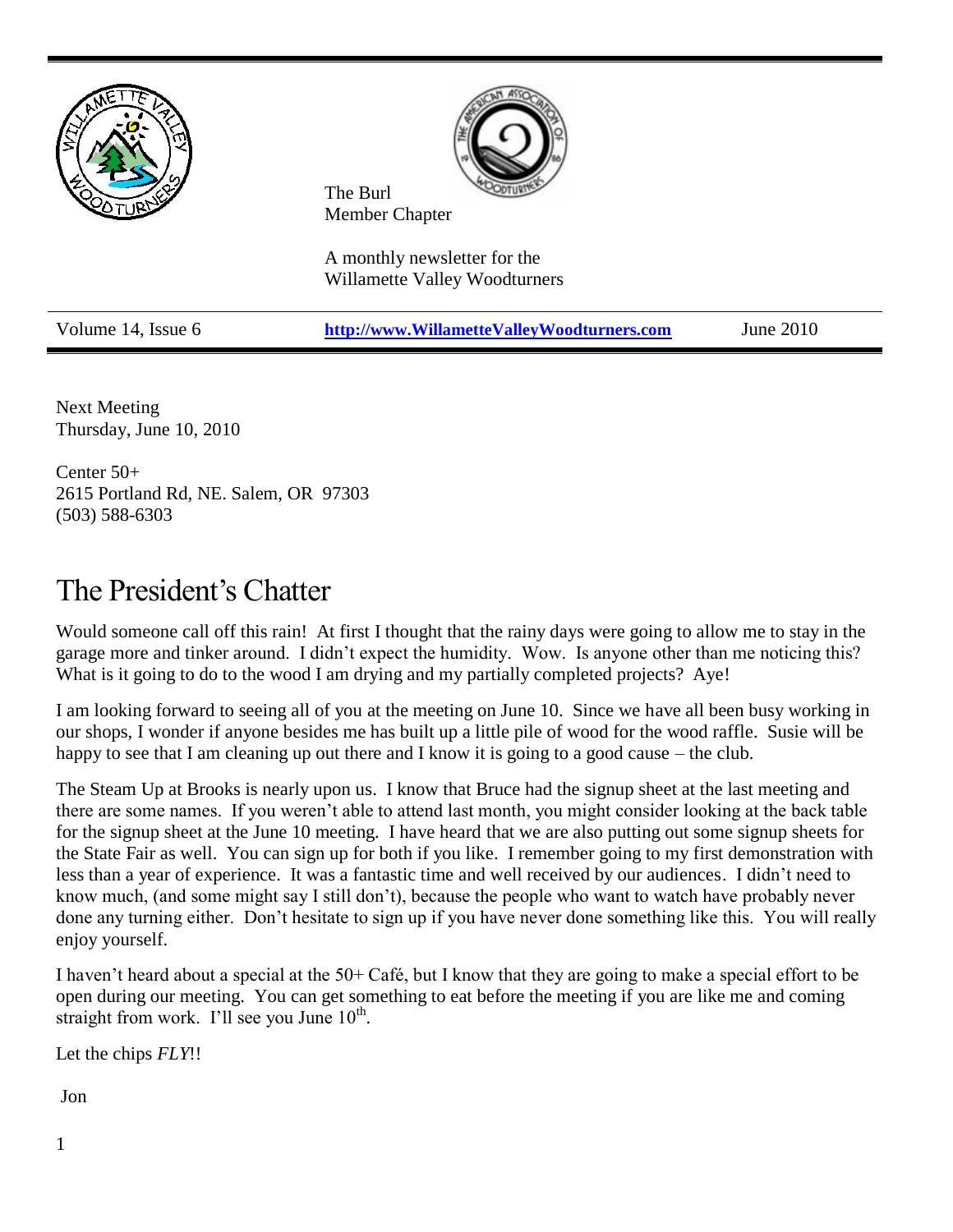The Burl
Member Chapter

A monthly newsletter for the
Willamette Valley Woodturners

Volume 14, Issue 6 | **http://www.WillametteValleyWoodturners.com** | June 2010

Next Meeting
Thursday, June 10, 2010

Center 50+
2615 Portland Rd, NE. Salem, OR 97303
(503) 588-6303

# The President's Chatter

Would someone call off this rain! At first I thought that the rainy days were going to allow me to stay in the garage more and tinker around. I didn't expect the humidity. Wow. Is anyone other than me noticing this? What is it going to do to the wood I am drying and my partially completed projects? Aye!

I am looking forward to seeing all of you at the meeting on June 10. Since we have all been busy working in our shops, I wonder if anyone besides me has built up a little pile of wood for the wood raffle. Susie will be happy to see that I am cleaning up out there and I know it is going to a good cause – the club.

The Steam Up at Brooks is nearly upon us. I know that Bruce had the signup sheet at the last meeting and there are some names. If you weren't able to attend last month, you might consider looking at the back table for the signup sheet at the June 10 meeting. I have heard that we are also putting out some signup sheets for the State Fair as well. You can sign up for both if you like. I remember going to my first demonstration with less than a year of experience. It was a fantastic time and well received by our audiences. I didn't need to know much, (and some might say I still don't), because the people who want to watch have probably never done any turning either. Don't hesitate to sign up if you have never done something like this. You will really enjoy yourself.

I haven't heard about a special at the 50+ Café, but I know that they are going to make a special effort to be open during our meeting. You can get something to eat before the meeting if you are like me and coming straight from work. I'll see you June 10th.

Let the chips *FLY*!!

Jon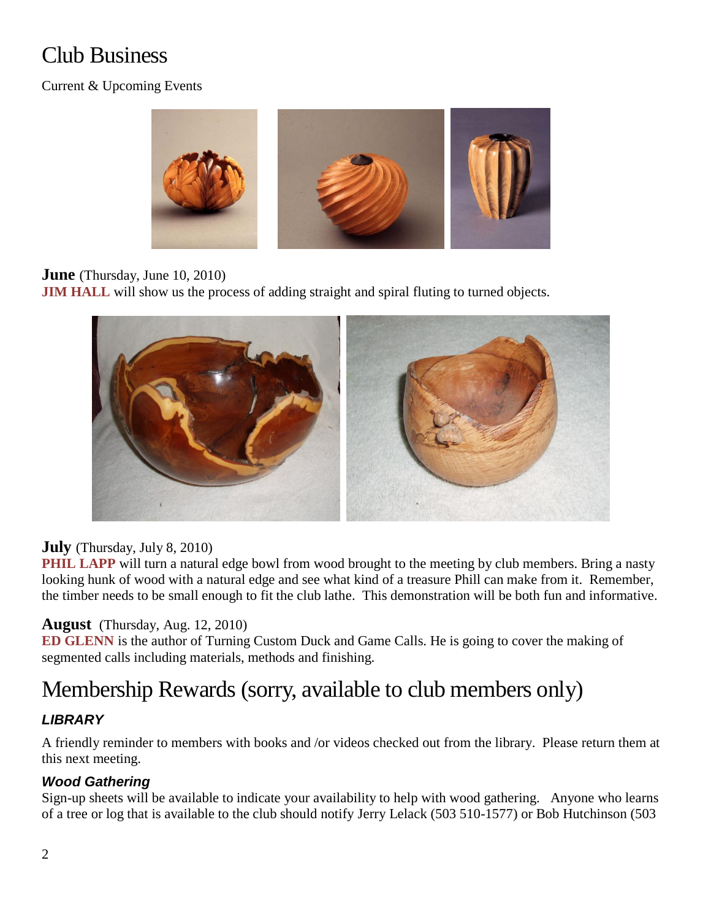# Club Business

Current & Upcoming Events

**June** (Thursday, June 10, 2010)
**JIM HALL** will show us the process of adding straight and spiral fluting to turned objects.

**July** (Thursday, July 8, 2010)
**PHIL LAPP** will turn a natural edge bowl from wood brought to the meeting by club members. Bring a nasty looking hunk of wood with a natural edge and see what kind of a treasure Phill can make from it. Remember, the timber needs to be small enough to fit the club lathe. This demonstration will be both fun and informative.

**August** (Thursday, Aug. 12, 2010)
**ED GLENN** is the author of Turning Custom Duck and Game Calls. He is going to cover the making of segmented calls including materials, methods and finishing.

# Membership Rewards (sorry, available to club members only)

### *LIBRARY*

A friendly reminder to members with books and /or videos checked out from the library. Please return them at this next meeting.

### *Wood Gathering*

Sign-up sheets will be available to indicate your availability to help with wood gathering. Anyone who learns of a tree or log that is available to the club should notify Jerry Lelack (503 510-1577) or Bob Hutchinson (503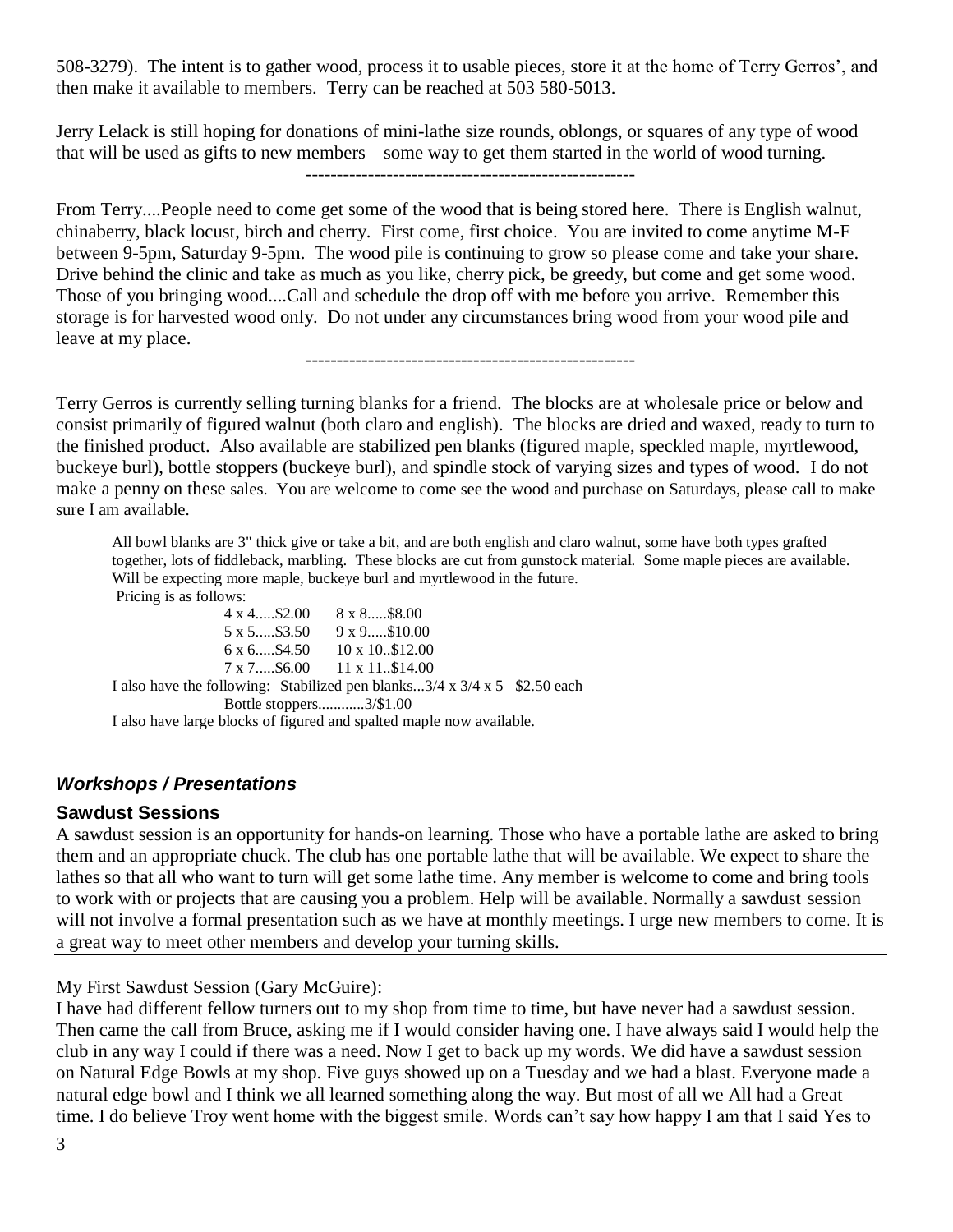508-3279). The intent is to gather wood, process it to usable pieces, store it at the home of Terry Gerros', and then make it available to members. Terry can be reached at 503 580-5013.

Jerry Lelack is still hoping for donations of mini-lathe size rounds, oblongs, or squares of any type of wood that will be used as gifts to new members – some way to get them started in the world of wood turning.

-----------------------------------------------------

From Terry....People need to come get some of the wood that is being stored here. There is English walnut, chinaberry, black locust, birch and cherry. First come, first choice. You are invited to come anytime M-F between 9-5pm, Saturday 9-5pm. The wood pile is continuing to grow so please come and take your share. Drive behind the clinic and take as much as you like, cherry pick, be greedy, but come and get some wood. Those of you bringing wood....Call and schedule the drop off with me before you arrive. Remember this storage is for harvested wood only. Do not under any circumstances bring wood from your wood pile and leave at my place.

-----------------------------------------------------

Terry Gerros is currently selling turning blanks for a friend. The blocks are at wholesale price or below and consist primarily of figured walnut (both claro and english). The blocks are dried and waxed, ready to turn to the finished product. Also available are stabilized pen blanks (figured maple, speckled maple, myrtlewood, buckeye burl), bottle stoppers (buckeye burl), and spindle stock of varying sizes and types of wood. I do not make a penny on these sales. You are welcome to come see the wood and purchase on Saturdays, please call to make sure I am available.

All bowl blanks are 3" thick give or take a bit, and are both english and claro walnut, some have both types grafted together, lots of fiddleback, marbling. These blocks are cut from gunstock material. Some maple pieces are available. Will be expecting more maple, buckeye burl and myrtlewood in the future.

Pricing is as follows:

| | |
|---|---|
| 4 x 4.....$2.00 | 8 x 8.....$8.00 |
| 5 x 5.....$3.50 | 9 x 9.....$10.00 |
| 6 x 6.....$4.50 | 10 x 10..$12.00 |
| 7 x 7.....$6.00 | 11 x 11..$14.00 |

I also have the following: Stabilized pen blanks...3/4 x 3/4 x 5 $2.50 each
Bottle stoppers............3/$1.00

I also have large blocks of figured and spalted maple now available.

## *Workshops / Presentations*

### Sawdust Sessions

A sawdust session is an opportunity for hands-on learning. Those who have a portable lathe are asked to bring them and an appropriate chuck. The club has one portable lathe that will be available. We expect to share the lathes so that all who want to turn will get some lathe time. Any member is welcome to come and bring tools to work with or projects that are causing you a problem. Help will be available. Normally a sawdust session will not involve a formal presentation such as we have at monthly meetings. I urge new members to come. It is a great way to meet other members and develop your turning skills.

---

My First Sawdust Session (Gary McGuire):

I have had different fellow turners out to my shop from time to time, but have never had a sawdust session. Then came the call from Bruce, asking me if I would consider having one. I have always said I would help the club in any way I could if there was a need. Now I get to back up my words. We did have a sawdust session on Natural Edge Bowls at my shop. Five guys showed up on a Tuesday and we had a blast. Everyone made a natural edge bowl and I think we all learned something along the way. But most of all we All had a Great time. I do believe Troy went home with the biggest smile. Words can't say how happy I am that I said Yes to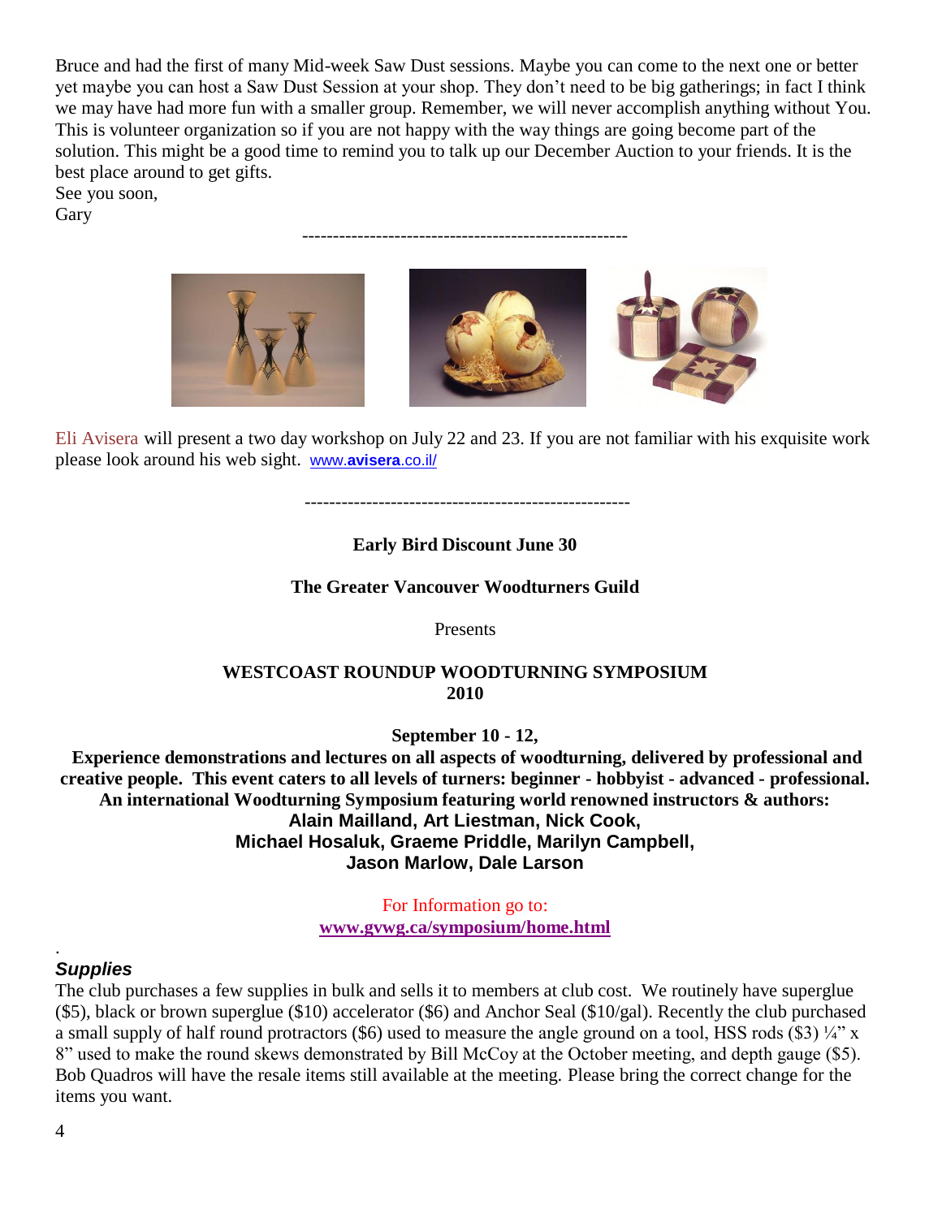Bruce and had the first of many Mid-week Saw Dust sessions. Maybe you can come to the next one or better yet maybe you can host a Saw Dust Session at your shop. They don't need to be big gatherings; in fact I think we may have had more fun with a smaller group. Remember, we will never accomplish anything without You. This is volunteer organization so if you are not happy with the way things are going become part of the solution. This might be a good time to remind you to talk up our December Auction to your friends. It is the best place around to get gifts.

See you soon,

Gary

-----------------------------------------------------

Eli Avisera will present a two day workshop on July 22 and 23. If you are not familiar with his exquisite work please look around his web sight. www.**avisera**.co.il/

-----------------------------------------------------

**Early Bird Discount June 30**

**The Greater Vancouver Woodturners Guild**

Presents

**WESTCOAST ROUNDUP WOODTURNING SYMPOSIUM 2010**

**September 10 - 12,**

**Experience demonstrations and lectures on all aspects of woodturning, delivered by professional and creative people. This event caters to all levels of turners: beginner - hobbyist - advanced - professional. An international Woodturning Symposium featuring world renowned instructors & authors:**

**Alain Mailland, Art Liestman, Nick Cook,**
**Michael Hosaluk, Graeme Priddle, Marilyn Campbell,**
**Jason Marlow, Dale Larson**

For Information go to:
**www.gvwg.ca/symposium/home.html**

### *Supplies*

The club purchases a few supplies in bulk and sells it to members at club cost. We routinely have superglue ($5), black or brown superglue ($10) accelerator ($6) and Anchor Seal ($10/gal). Recently the club purchased a small supply of half round protractors ($6) used to measure the angle ground on a tool, HSS rods ($3) ¼" x 8" used to make the round skews demonstrated by Bill McCoy at the October meeting, and depth gauge ($5). Bob Quadros will have the resale items still available at the meeting. Please bring the correct change for the items you want.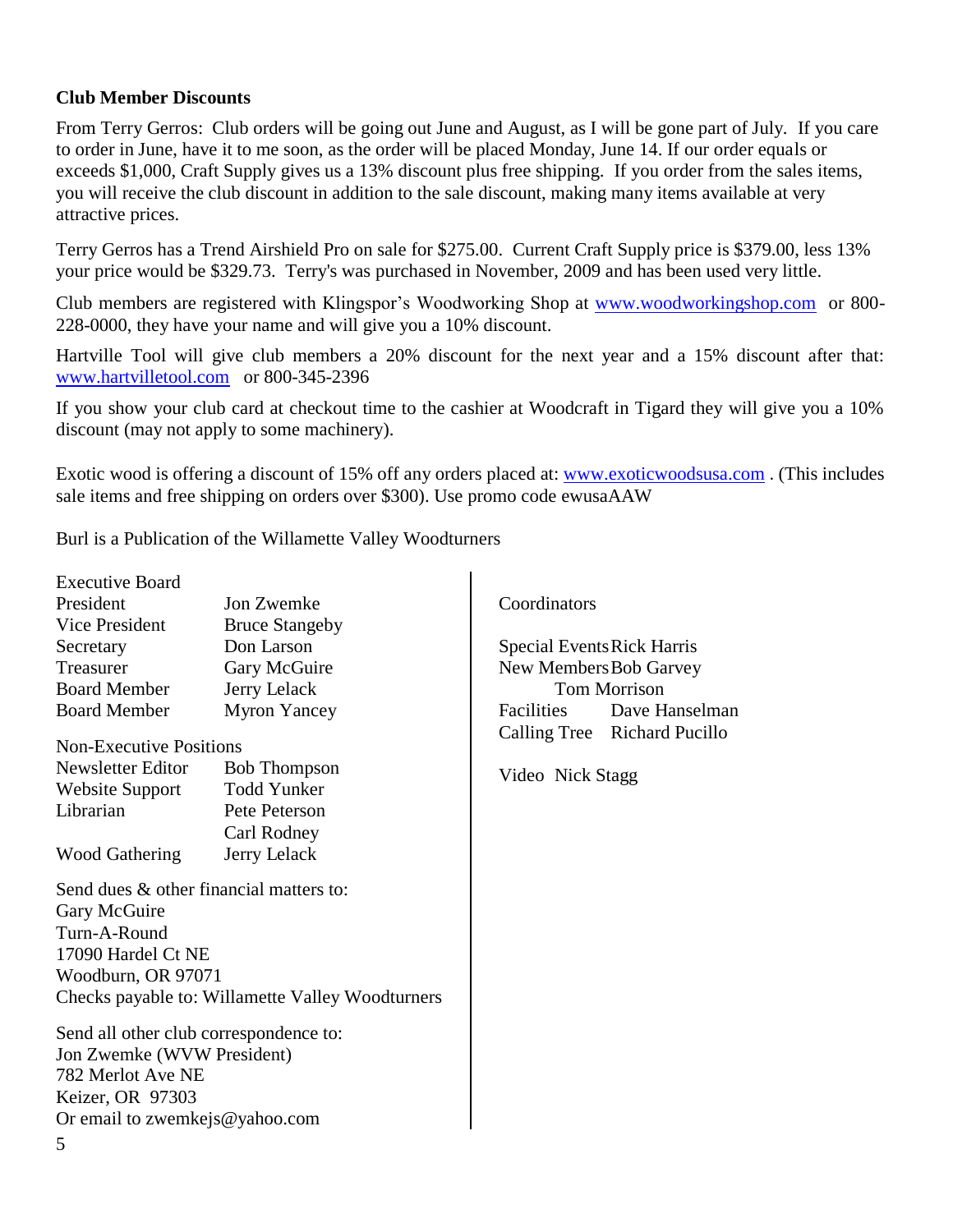**Club Member Discounts**

From Terry Gerros: Club orders will be going out June and August, as I will be gone part of July. If you care to order in June, have it to me soon, as the order will be placed Monday, June 14. If our order equals or exceeds $1,000, Craft Supply gives us a 13% discount plus free shipping. If you order from the sales items, you will receive the club discount in addition to the sale discount, making many items available at very attractive prices.

Terry Gerros has a Trend Airshield Pro on sale for $275.00. Current Craft Supply price is $379.00, less 13% your price would be $329.73. Terry's was purchased in November, 2009 and has been used very little.

Club members are registered with Klingspor's Woodworking Shop at www.woodworkingshop.com or 800-228-0000, they have your name and will give you a 10% discount.

Hartville Tool will give club members a 20% discount for the next year and a 15% discount after that: www.hartvilletool.com or 800-345-2396

If you show your club card at checkout time to the cashier at Woodcraft in Tigard they will give you a 10% discount (may not apply to some machinery).

Exotic wood is offering a discount of 15% off any orders placed at: www.exoticwoodsusa.com . (This includes sale items and free shipping on orders over $300). Use promo code ewusaAAW

Burl is a Publication of the Willamette Valley Woodturners

Executive Board

| | |
|---|---|
| President | Jon Zwemke |
| Vice President | Bruce Stangeby |
| Secretary | Don Larson |
| Treasurer | Gary McGuire |
| Board Member | Jerry Lelack |
| Board Member | Myron Yancey |

Non-Executive Positions

| | |
|---|---|
| Newsletter Editor | Bob Thompson |
| Website Support | Todd Yunker |
| Librarian | Pete Peterson |
| | Carl Rodney |
| Wood Gathering | Jerry Lelack |

Send dues & other financial matters to:
Gary McGuire
Turn-A-Round
17090 Hardel Ct NE
Woodburn, OR 97071
Checks payable to: Willamette Valley Woodturners

Send all other club correspondence to:
Jon Zwemke (WVW President)
782 Merlot Ave NE
Keizer, OR 97303
Or email to zwemkejs@yahoo.com

Coordinators

| | |
|---|---|
| Special Events | Rick Harris |
| New Members | Bob Garvey |
| | Tom Morrison |
| Facilities | Dave Hanselman |
| Calling Tree | Richard Pucillo |

Video Nick Stagg